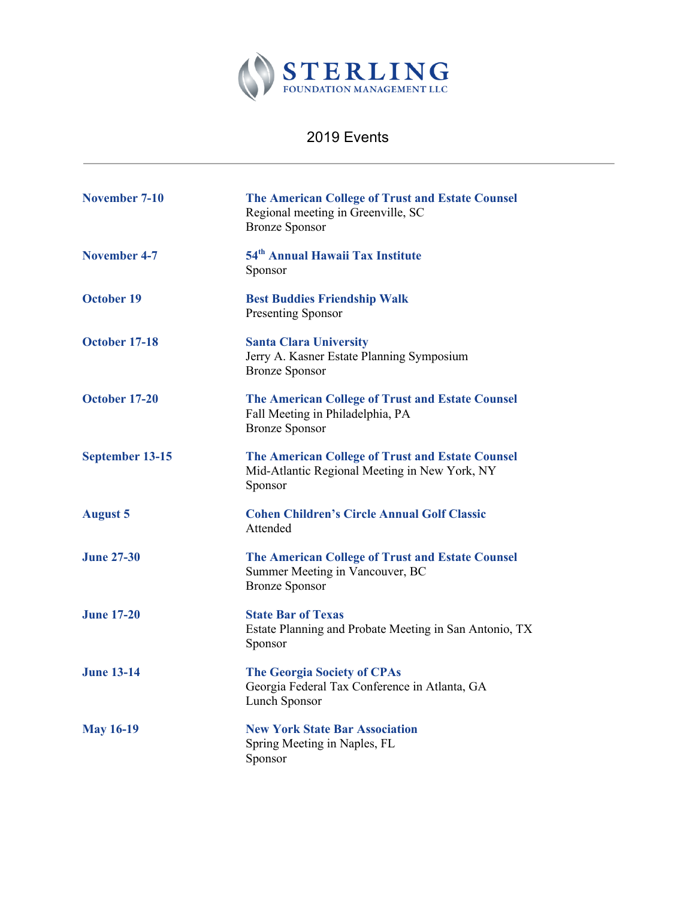# STERLING

FOUNDATION MANAGEMENT LLC

## 2019 Events

---

**November 7-10**

**The American College of Trust and Estate Counsel**
Regional meeting in Greenville, SC
Bronze Sponsor

**November 4-7**

**54th Annual Hawaii Tax Institute**
Sponsor

**October 19**

**Best Buddies Friendship Walk**
Presenting Sponsor

**October 17-18**

**Santa Clara University**
Jerry A. Kasner Estate Planning Symposium
Bronze Sponsor

**October 17-20**

**The American College of Trust and Estate Counsel**
Fall Meeting in Philadelphia, PA
Bronze Sponsor

**September 13-15**

**The American College of Trust and Estate Counsel**
Mid-Atlantic Regional Meeting in New York, NY
Sponsor

**August 5**

**Cohen Children's Circle Annual Golf Classic**
Attended

**June 27-30**

**The American College of Trust and Estate Counsel**
Summer Meeting in Vancouver, BC
Bronze Sponsor

**June 17-20**

**State Bar of Texas**
Estate Planning and Probate Meeting in San Antonio, TX
Sponsor

**June 13-14**

**The Georgia Society of CPAs**
Georgia Federal Tax Conference in Atlanta, GA
Lunch Sponsor

**May 16-19**

**New York State Bar Association**
Spring Meeting in Naples, FL
Sponsor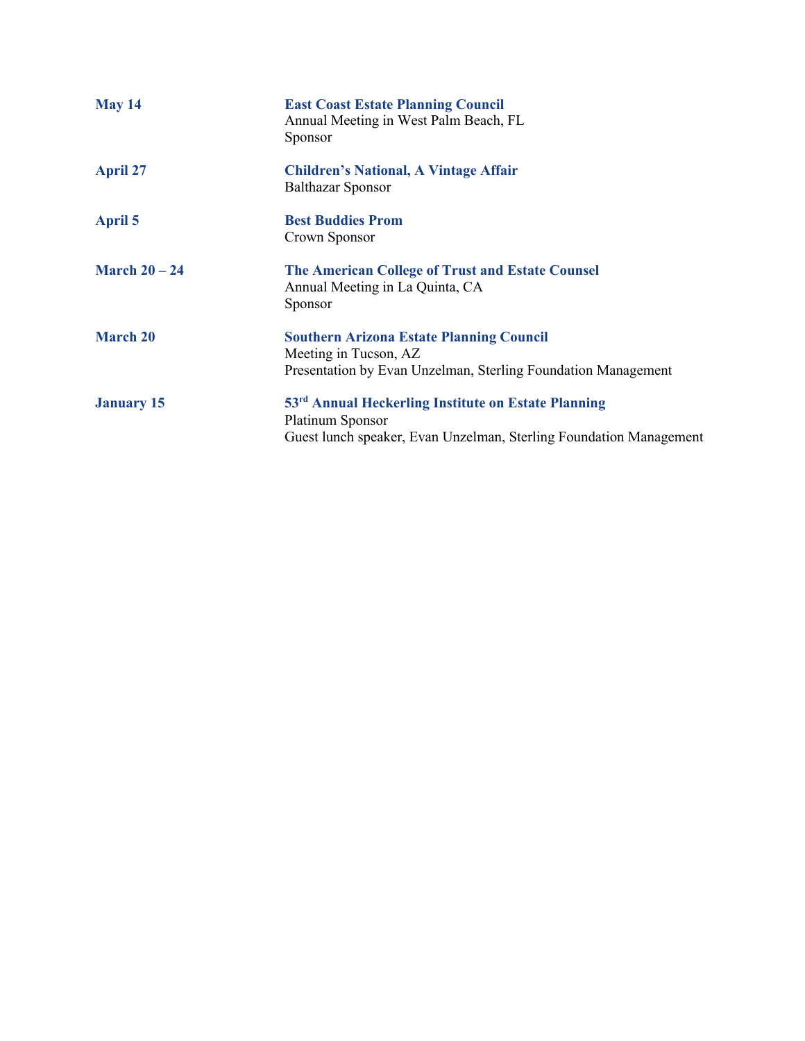| | |
|---|---|
| **May 14** | **East Coast Estate Planning Council**<br>Annual Meeting in West Palm Beach, FL<br>Sponsor |
| **April 27** | **Children's National, A Vintage Affair**<br>Balthazar Sponsor |
| **April 5** | **Best Buddies Prom**<br>Crown Sponsor |
| **March 20 – 24** | **The American College of Trust and Estate Counsel**<br>Annual Meeting in La Quinta, CA<br>Sponsor |
| **March 20** | **Southern Arizona Estate Planning Council**<br>Meeting in Tucson, AZ<br>Presentation by Evan Unzelman, Sterling Foundation Management |
| **January 15** | **53rd Annual Heckerling Institute on Estate Planning**<br>Platinum Sponsor<br>Guest lunch speaker, Evan Unzelman, Sterling Foundation Management |